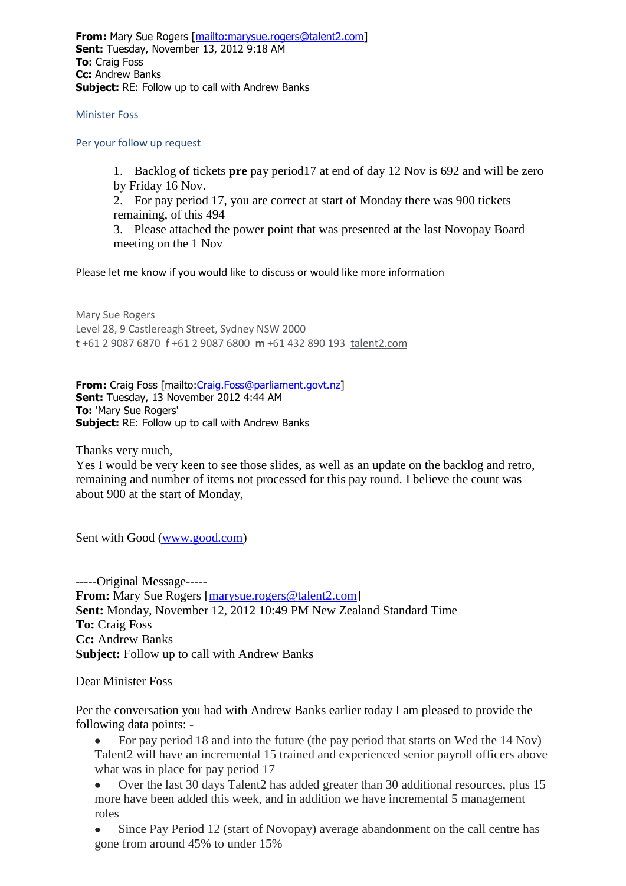**From:** Mary Sue Rogers [mailto:marysue.rogers@talent2.com]
**Sent:** Tuesday, November 13, 2012 9:18 AM
**To:** Craig Foss
**Cc:** Andrew Banks
**Subject:** RE: Follow up to call with Andrew Banks

Minister Foss

Per your follow up request

1. Backlog of tickets **pre** pay period17 at end of day 12 Nov is 692 and will be zero by Friday 16 Nov.
2. For pay period 17, you are correct at start of Monday there was 900 tickets remaining, of this 494
3. Please attached the power point that was presented at the last Novopay Board meeting on the 1 Nov

Please let me know if you would like to discuss or would like more information

Mary Sue Rogers
Level 28, 9 Castlereagh Street, Sydney NSW 2000
**t** +61 2 9087 6870 **f** +61 2 9087 6800 **m** +61 432 890 193 talent2.com

**From:** Craig Foss [mailto:Craig.Foss@parliament.govt.nz]
**Sent:** Tuesday, 13 November 2012 4:44 AM
**To:** 'Mary Sue Rogers'
**Subject:** RE: Follow up to call with Andrew Banks

Thanks very much,
Yes I would be very keen to see those slides, as well as an update on the backlog and retro, remaining and number of items not processed for this pay round. I believe the count was about 900 at the start of Monday,

Sent with Good (www.good.com)

-----Original Message-----
**From:** Mary Sue Rogers [marysue.rogers@talent2.com]
**Sent:** Monday, November 12, 2012 10:49 PM New Zealand Standard Time
**To:** Craig Foss
**Cc:** Andrew Banks
**Subject:** Follow up to call with Andrew Banks

Dear Minister Foss

Per the conversation you had with Andrew Banks earlier today I am pleased to provide the following data points: -

- For pay period 18 and into the future (the pay period that starts on Wed the 14 Nov) Talent2 will have an incremental 15 trained and experienced senior payroll officers above what was in place for pay period 17
- Over the last 30 days Talent2 has added greater than 30 additional resources, plus 15 more have been added this week, and in addition we have incremental 5 management roles
- Since Pay Period 12 (start of Novopay) average abandonment on the call centre has gone from around 45% to under 15%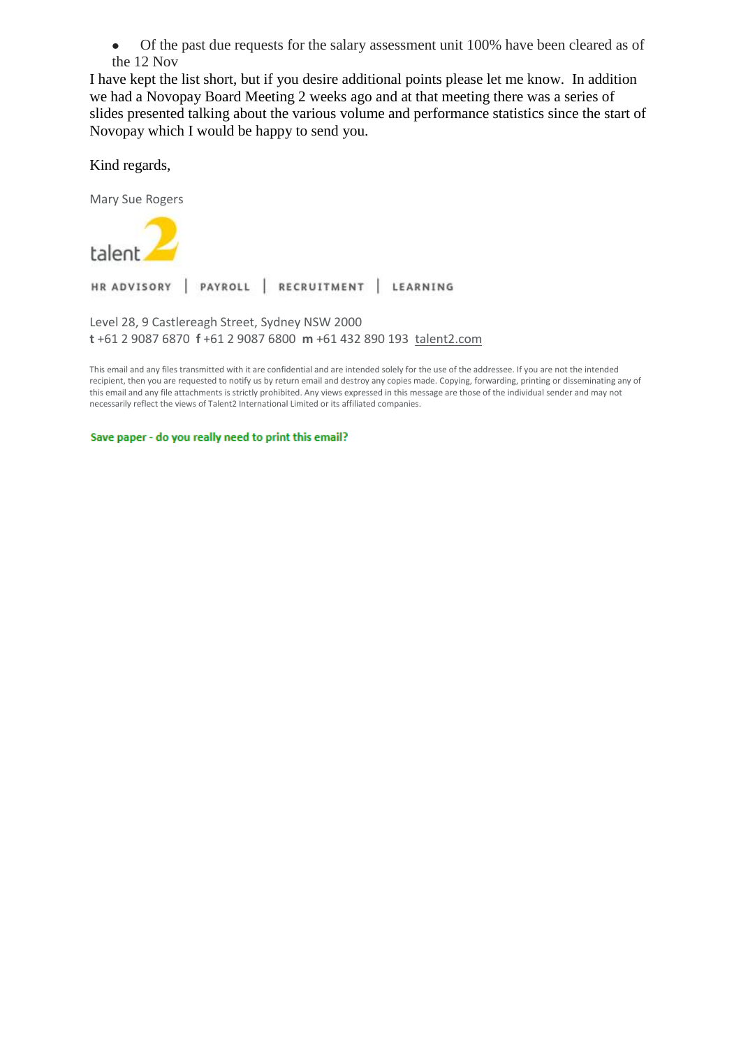- Of the past due requests for the salary assessment unit 100% have been cleared as of the 12 Nov

I have kept the list short, but if you desire additional points please let me know. In addition we had a Novopay Board Meeting 2 weeks ago and at that meeting there was a series of slides presented talking about the various volume and performance statistics since the start of Novopay which I would be happy to send you.

Kind regards,

Mary Sue Rogers

talent2

HR ADVISORY | PAYROLL | RECRUITMENT | LEARNING

Level 28, 9 Castlereagh Street, Sydney NSW 2000
**t** +61 2 9087 6870 **f** +61 2 9087 6800 **m** +61 432 890 193 talent2.com

This email and any files transmitted with it are confidential and are intended solely for the use of the addressee. If you are not the intended recipient, then you are requested to notify us by return email and destroy any copies made. Copying, forwarding, printing or disseminating any of this email and any file attachments is strictly prohibited. Any views expressed in this message are those of the individual sender and may not necessarily reflect the views of Talent2 International Limited or its affiliated companies.

**Save paper - do you really need to print this email?**